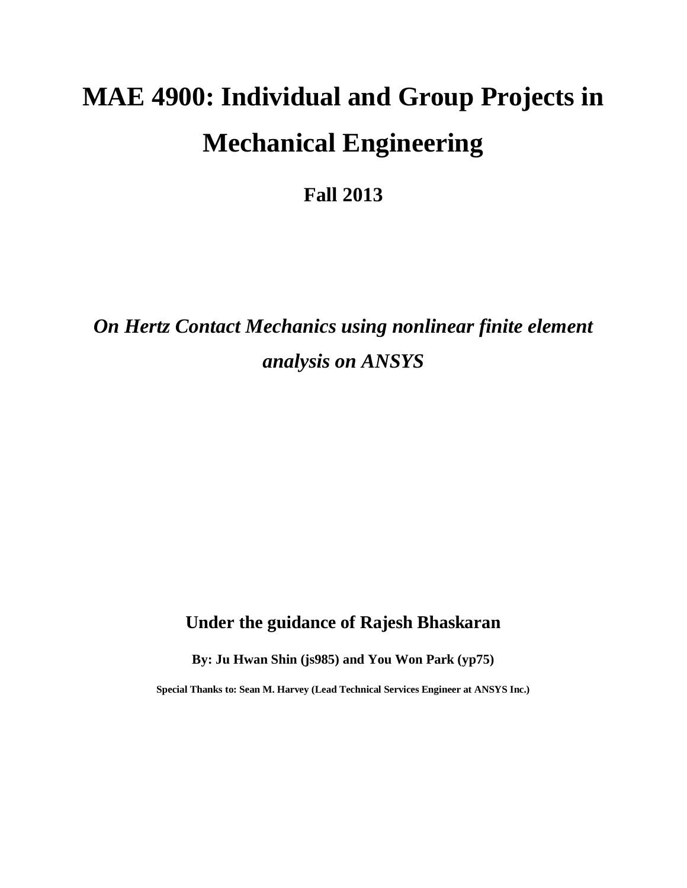# MAE 4900: Individual and Group Projects in Mechanical Engineering

**Fall 2013**

***On Hertz Contact Mechanics using nonlinear finite element analysis on ANSYS***

**Under the guidance of Rajesh Bhaskaran**

**By: Ju Hwan Shin (js985) and You Won Park (yp75)**

**Special Thanks to: Sean M. Harvey (Lead Technical Services Engineer at ANSYS Inc.)**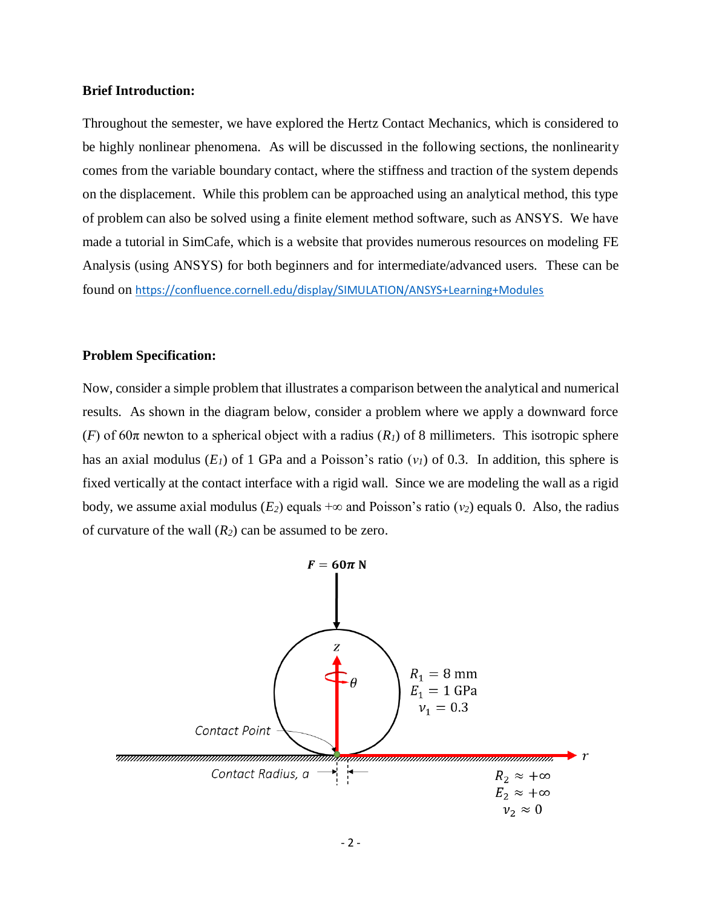**Brief Introduction:**

Throughout the semester, we have explored the Hertz Contact Mechanics, which is considered to be highly nonlinear phenomena. As will be discussed in the following sections, the nonlinearity comes from the variable boundary contact, where the stiffness and traction of the system depends on the displacement. While this problem can be approached using an analytical method, this type of problem can also be solved using a finite element method software, such as ANSYS. We have made a tutorial in SimCafe, which is a website that provides numerous resources on modeling FE Analysis (using ANSYS) for both beginners and for intermediate/advanced users. These can be found on https://confluence.cornell.edu/display/SIMULATION/ANSYS+Learning+Modules

**Problem Specification:**

Now, consider a simple problem that illustrates a comparison between the analytical and numerical results. As shown in the diagram below, consider a problem where we apply a downward force ($F$) of $60\pi$ newton to a spherical object with a radius ($R_1$) of 8 millimeters. This isotropic sphere has an axial modulus ($E_1$) of 1 GPa and a Poisson's ratio ($\nu_1$) of 0.3. In addition, this sphere is fixed vertically at the contact interface with a rigid wall. Since we are modeling the wall as a rigid body, we assume axial modulus ($E_2$) equals $+\infty$ and Poisson's ratio ($\nu_2$) equals 0. Also, the radius of curvature of the wall ($R_2$) can be assumed to be zero.

$F = 60\pi$ N

$R_1 = 8$ mm
$E_1 = 1$ GPa
$\nu_1 = 0.3$

Contact Point

Contact Radius, $a$

$R_2 \approx +\infty$
$E_2 \approx +\infty$
$\nu_2 \approx 0$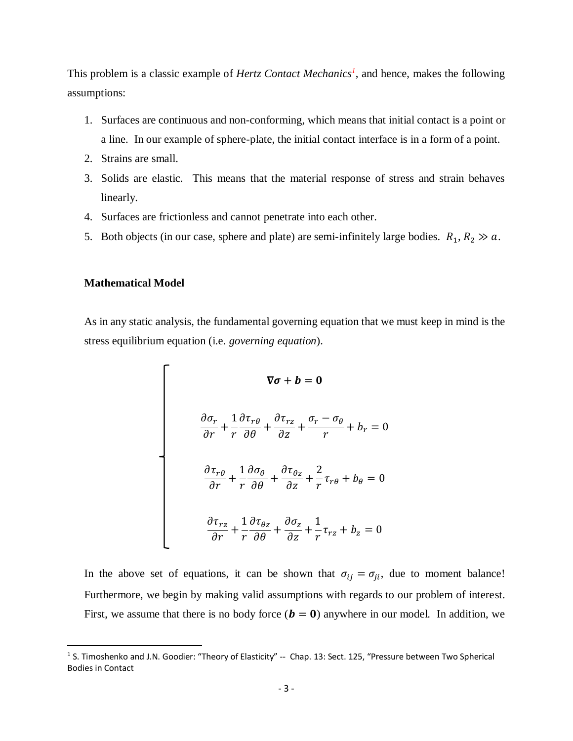This problem is a classic example of *Hertz Contact Mechanics*[1], and hence, makes the following assumptions:

1. Surfaces are continuous and non-conforming, which means that initial contact is a point or a line. In our example of sphere-plate, the initial contact interface is in a form of a point.
2. Strains are small.
3. Solids are elastic. This means that the material response of stress and strain behaves linearly.
4. Surfaces are frictionless and cannot penetrate into each other.
5. Both objects (in our case, sphere and plate) are semi-infinitely large bodies. $R_1, R_2 \gg a$.

**Mathematical Model**

As in any static analysis, the fundamental governing equation that we must keep in mind is the stress equilibrium equation (i.e. *governing equation*).

$$
\left\{
\begin{aligned}
&\nabla \boldsymbol{\sigma} + \boldsymbol{b} = \mathbf{0} \\
&\frac{\partial \sigma_r}{\partial r} + \frac{1}{r}\frac{\partial \tau_{r\theta}}{\partial \theta} + \frac{\partial \tau_{rz}}{\partial z} + \frac{\sigma_r - \sigma_\theta}{r} + b_r = 0 \\
&\frac{\partial \tau_{r\theta}}{\partial r} + \frac{1}{r}\frac{\partial \sigma_\theta}{\partial \theta} + \frac{\partial \tau_{\theta z}}{\partial z} + \frac{2}{r}\tau_{r\theta} + b_\theta = 0 \\
&\frac{\partial \tau_{rz}}{\partial r} + \frac{1}{r}\frac{\partial \tau_{\theta z}}{\partial \theta} + \frac{\partial \sigma_z}{\partial z} + \frac{1}{r}\tau_{rz} + b_z = 0
\end{aligned}
\right.
$$

In the above set of equations, it can be shown that $\sigma_{ij} = \sigma_{ji}$, due to moment balance! Furthermore, we begin by making valid assumptions with regards to our problem of interest. First, we assume that there is no body force ($\boldsymbol{b} = \mathbf{0}$) anywhere in our model. In addition, we

[1] S. Timoshenko and J.N. Goodier: "Theory of Elasticity" -- Chap. 13: Sect. 125, "Pressure between Two Spherical Bodies in Contact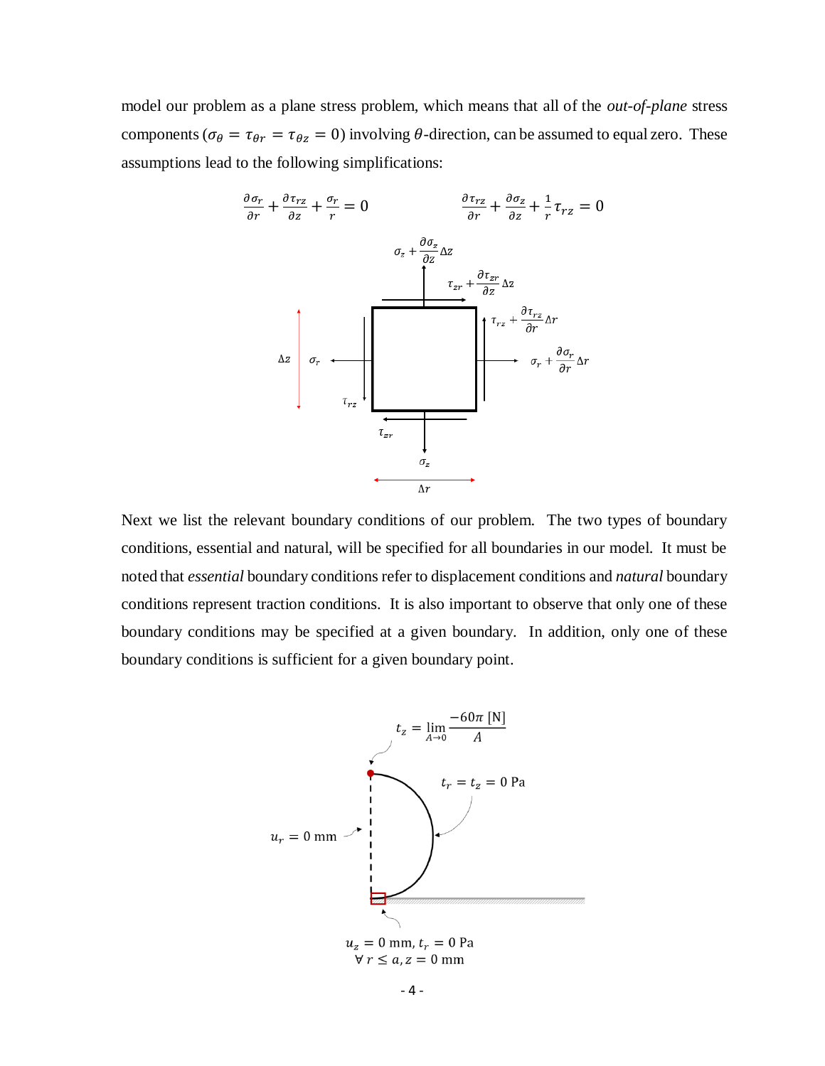model our problem as a plane stress problem, which means that all of the *out-of-plane* stress components ($\sigma_\theta = \tau_{\theta r} = \tau_{\theta z} = 0$) involving $\theta$-direction, can be assumed to equal zero. These assumptions lead to the following simplifications:

$$\frac{\partial \sigma_r}{\partial r} + \frac{\partial \tau_{rz}}{\partial z} + \frac{\sigma_r}{r} = 0 \qquad \frac{\partial \tau_{rz}}{\partial r} + \frac{\partial \sigma_z}{\partial z} + \frac{1}{r}\tau_{rz} = 0$$

Next we list the relevant boundary conditions of our problem. The two types of boundary conditions, essential and natural, will be specified for all boundaries in our model. It must be noted that *essential* boundary conditions refer to displacement conditions and *natural* boundary conditions represent traction conditions. It is also important to observe that only one of these boundary conditions may be specified at a given boundary. In addition, only one of these boundary conditions is sufficient for a given boundary point.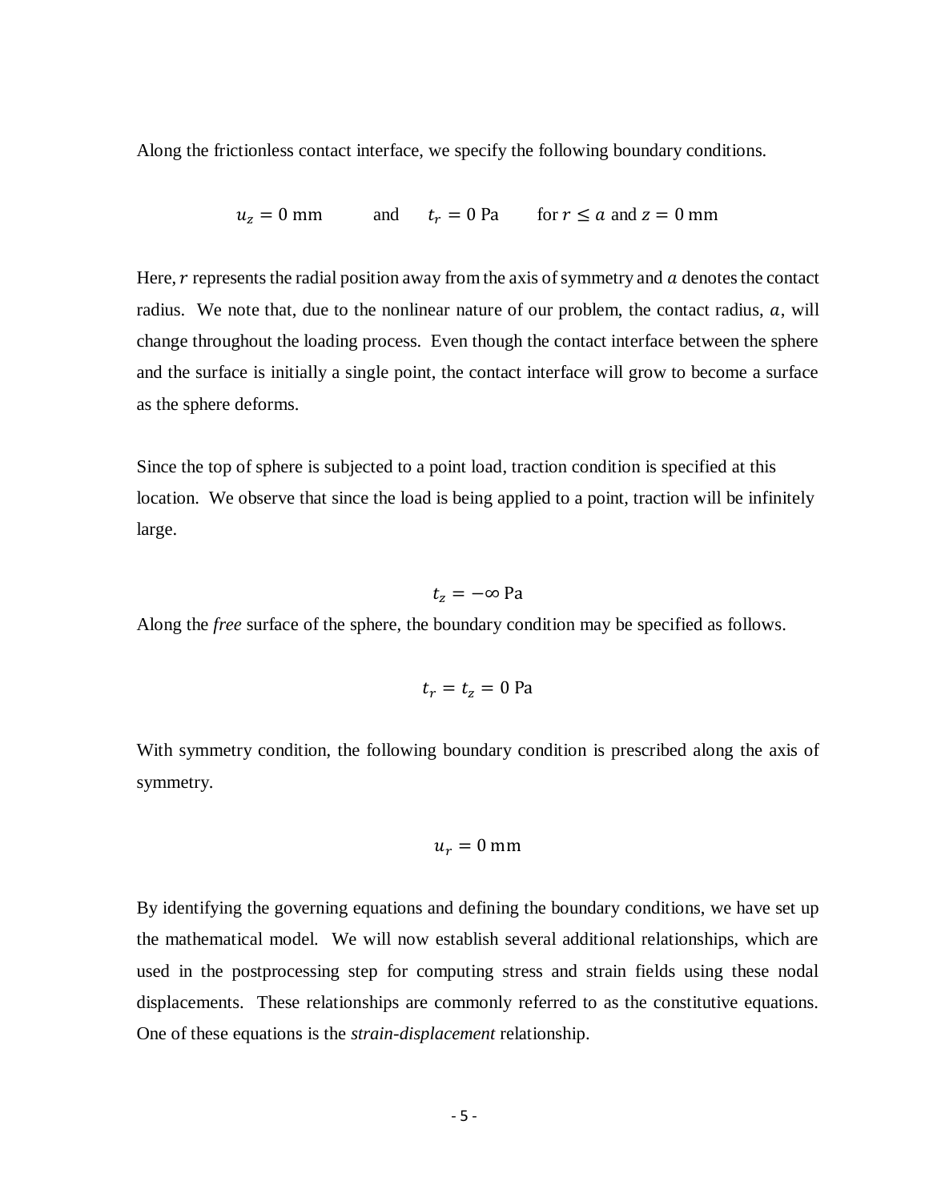Along the frictionless contact interface, we specify the following boundary conditions.

$$u_z = 0 \text{ mm} \qquad \text{and} \qquad t_r = 0 \text{ Pa} \qquad \text{for } r \leq a \text{ and } z = 0 \text{ mm}$$

Here, $r$ represents the radial position away from the axis of symmetry and $a$ denotes the contact radius. We note that, due to the nonlinear nature of our problem, the contact radius, $a$, will change throughout the loading process. Even though the contact interface between the sphere and the surface is initially a single point, the contact interface will grow to become a surface as the sphere deforms.

Since the top of sphere is subjected to a point load, traction condition is specified at this location. We observe that since the load is being applied to a point, traction will be infinitely large.

$$t_z = -\infty \text{ Pa}$$

Along the *free* surface of the sphere, the boundary condition may be specified as follows.

$$t_r = t_z = 0 \text{ Pa}$$

With symmetry condition, the following boundary condition is prescribed along the axis of symmetry.

$$u_r = 0 \text{ mm}$$

By identifying the governing equations and defining the boundary conditions, we have set up the mathematical model. We will now establish several additional relationships, which are used in the postprocessing step for computing stress and strain fields using these nodal displacements. These relationships are commonly referred to as the constitutive equations. One of these equations is the *strain-displacement* relationship.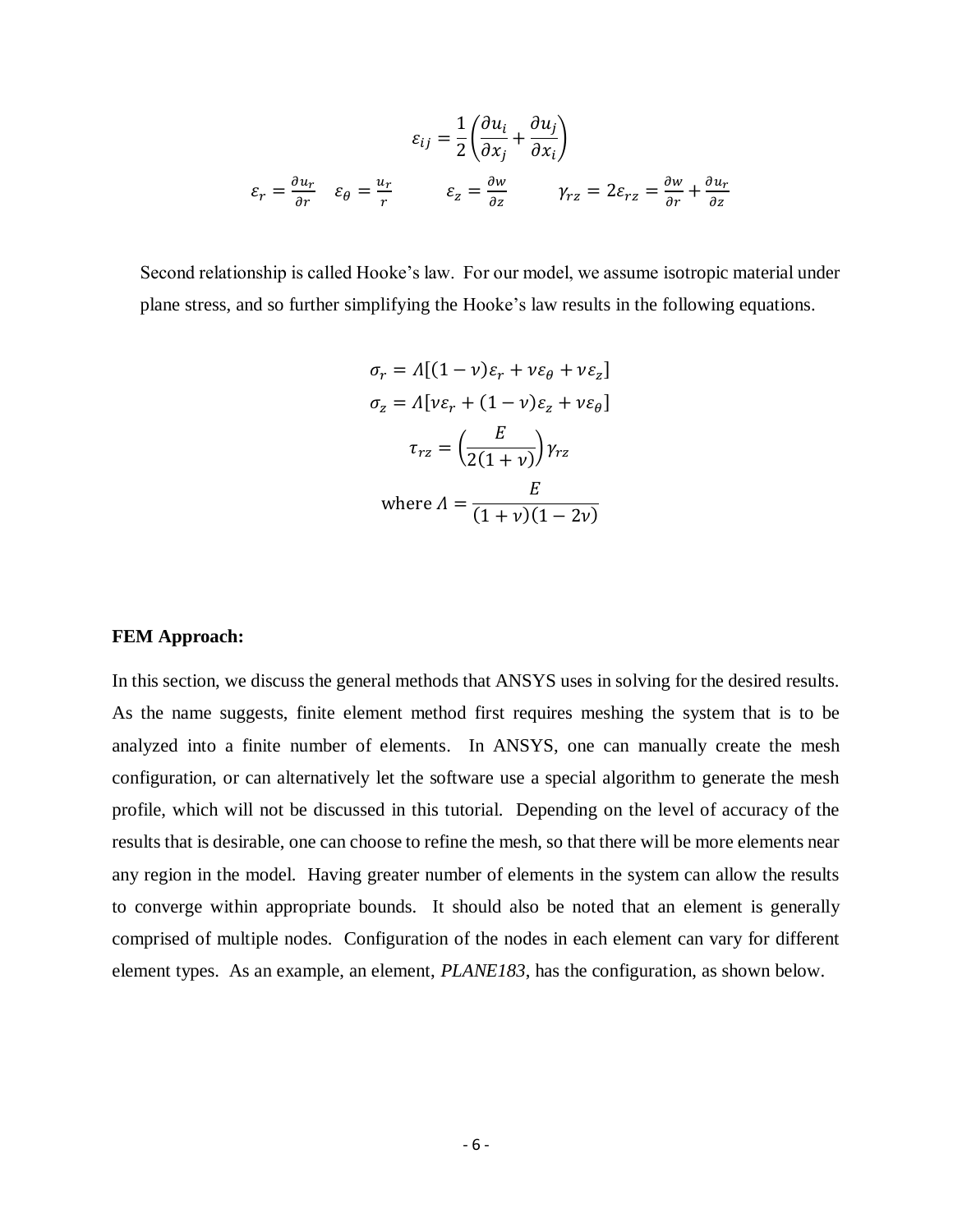$$\varepsilon_{ij} = \frac{1}{2}\left(\frac{\partial u_i}{\partial x_j} + \frac{\partial u_j}{\partial x_i}\right)$$

$$\varepsilon_r = \frac{\partial u_r}{\partial r} \quad \varepsilon_\theta = \frac{u_r}{r} \qquad \varepsilon_z = \frac{\partial w}{\partial z} \qquad \gamma_{rz} = 2\varepsilon_{rz} = \frac{\partial w}{\partial r} + \frac{\partial u_r}{\partial z}$$

Second relationship is called Hooke's law. For our model, we assume isotropic material under plane stress, and so further simplifying the Hooke's law results in the following equations.

$$\sigma_r = \Lambda[(1-\nu)\varepsilon_r + \nu\varepsilon_\theta + \nu\varepsilon_z]$$

$$\sigma_z = \Lambda[\nu\varepsilon_r + (1-\nu)\varepsilon_z + \nu\varepsilon_\theta]$$

$$\tau_{rz} = \left(\frac{E}{2(1+\nu)}\right)\gamma_{rz}$$

$$\text{where } \Lambda = \frac{E}{(1+\nu)(1-2\nu)}$$

**FEM Approach:**

In this section, we discuss the general methods that ANSYS uses in solving for the desired results. As the name suggests, finite element method first requires meshing the system that is to be analyzed into a finite number of elements. In ANSYS, one can manually create the mesh configuration, or can alternatively let the software use a special algorithm to generate the mesh profile, which will not be discussed in this tutorial. Depending on the level of accuracy of the results that is desirable, one can choose to refine the mesh, so that there will be more elements near any region in the model. Having greater number of elements in the system can allow the results to converge within appropriate bounds. It should also be noted that an element is generally comprised of multiple nodes. Configuration of the nodes in each element can vary for different element types. As an example, an element, *PLANE183*, has the configuration, as shown below.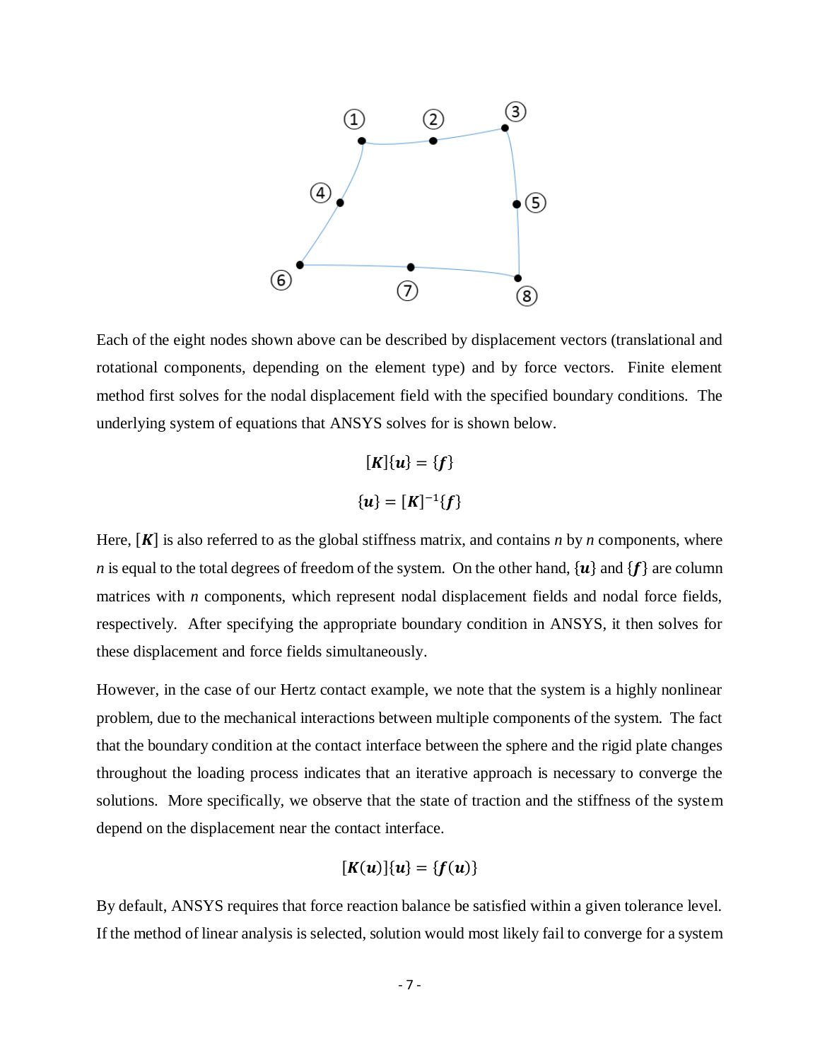Each of the eight nodes shown above can be described by displacement vectors (translational and rotational components, depending on the element type) and by force vectors. Finite element method first solves for the nodal displacement field with the specified boundary conditions. The underlying system of equations that ANSYS solves for is shown below.

$$[\boldsymbol{K}]\{\boldsymbol{u}\} = \{\boldsymbol{f}\}$$

$$\{\boldsymbol{u}\} = [\boldsymbol{K}]^{-1}\{\boldsymbol{f}\}$$

Here, $[\boldsymbol{K}]$ is also referred to as the global stiffness matrix, and contains $n$ by $n$ components, where $n$ is equal to the total degrees of freedom of the system. On the other hand, $\{\boldsymbol{u}\}$ and $\{\boldsymbol{f}\}$ are column matrices with $n$ components, which represent nodal displacement fields and nodal force fields, respectively. After specifying the appropriate boundary condition in ANSYS, it then solves for these displacement and force fields simultaneously.

However, in the case of our Hertz contact example, we note that the system is a highly nonlinear problem, due to the mechanical interactions between multiple components of the system. The fact that the boundary condition at the contact interface between the sphere and the rigid plate changes throughout the loading process indicates that an iterative approach is necessary to converge the solutions. More specifically, we observe that the state of traction and the stiffness of the system depend on the displacement near the contact interface.

$$[\boldsymbol{K}(\boldsymbol{u})]\{\boldsymbol{u}\} = \{\boldsymbol{f}(\boldsymbol{u})\}$$

By default, ANSYS requires that force reaction balance be satisfied within a given tolerance level. If the method of linear analysis is selected, solution would most likely fail to converge for a system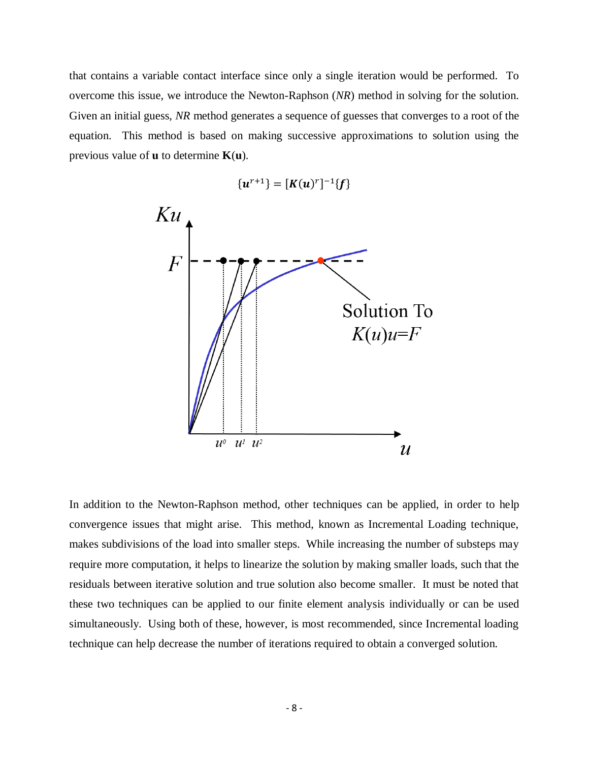that contains a variable contact interface since only a single iteration would be performed. To overcome this issue, we introduce the Newton-Raphson (*NR*) method in solving for the solution. Given an initial guess, *NR* method generates a sequence of guesses that converges to a root of the equation. This method is based on making successive approximations to solution using the previous value of **u** to determine **K**(**u**).

$$\{\boldsymbol{u}^{r+1}\} = [\boldsymbol{K}(\boldsymbol{u})^{r}]^{-1}\{\boldsymbol{f}\}$$

In addition to the Newton-Raphson method, other techniques can be applied, in order to help convergence issues that might arise. This method, known as Incremental Loading technique, makes subdivisions of the load into smaller steps. While increasing the number of substeps may require more computation, it helps to linearize the solution by making smaller loads, such that the residuals between iterative solution and true solution also become smaller. It must be noted that these two techniques can be applied to our finite element analysis individually or can be used simultaneously. Using both of these, however, is most recommended, since Incremental loading technique can help decrease the number of iterations required to obtain a converged solution.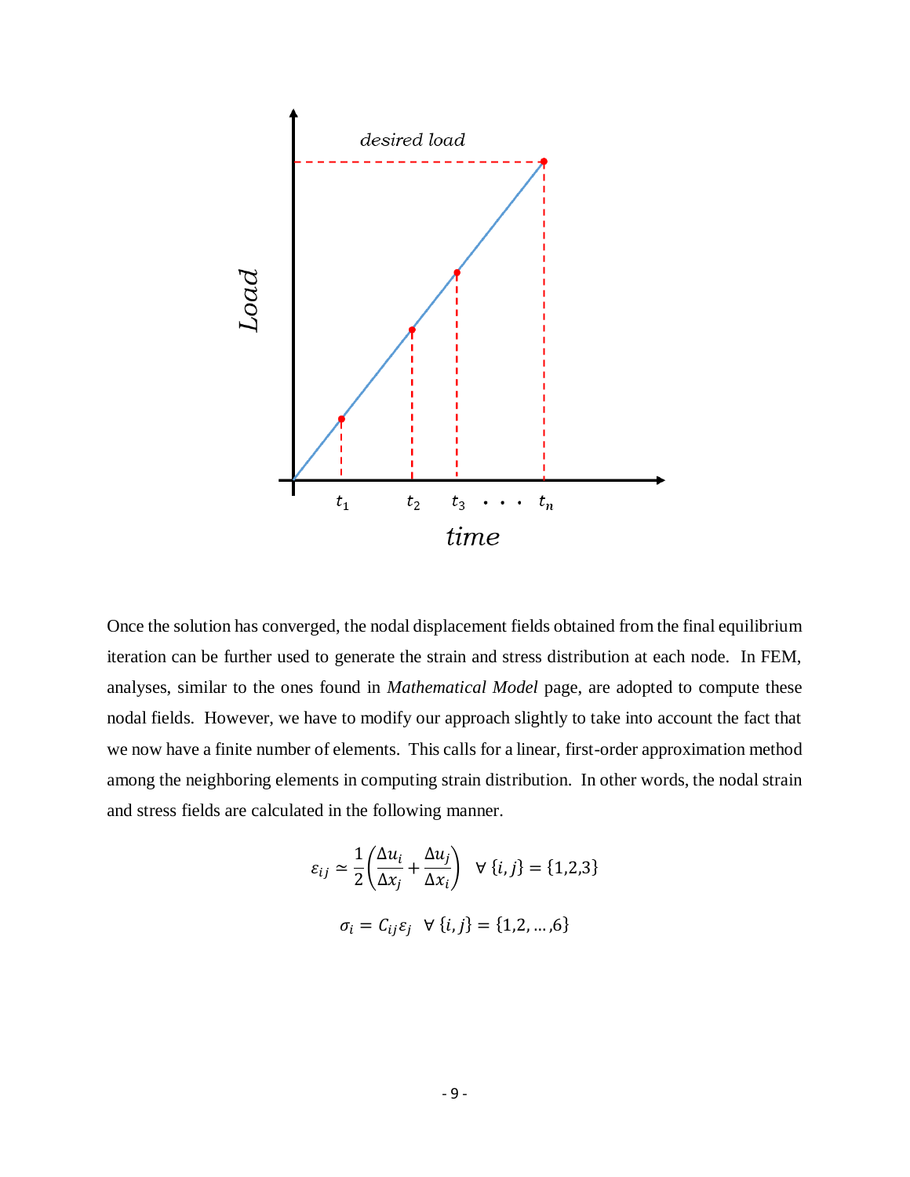Once the solution has converged, the nodal displacement fields obtained from the final equilibrium iteration can be further used to generate the strain and stress distribution at each node. In FEM, analyses, similar to the ones found in *Mathematical Model* page, are adopted to compute these nodal fields. However, we have to modify our approach slightly to take into account the fact that we now have a finite number of elements. This calls for a linear, first-order approximation method among the neighboring elements in computing strain distribution. In other words, the nodal strain and stress fields are calculated in the following manner.

$$\varepsilon_{ij} \simeq \frac{1}{2}\left(\frac{\Delta u_i}{\Delta x_j} + \frac{\Delta u_j}{\Delta x_i}\right) \quad \forall \{i,j\} = \{1,2,3\}$$

$$\sigma_i = C_{ij}\varepsilon_j \quad \forall \{i,j\} = \{1,2,\ldots,6\}$$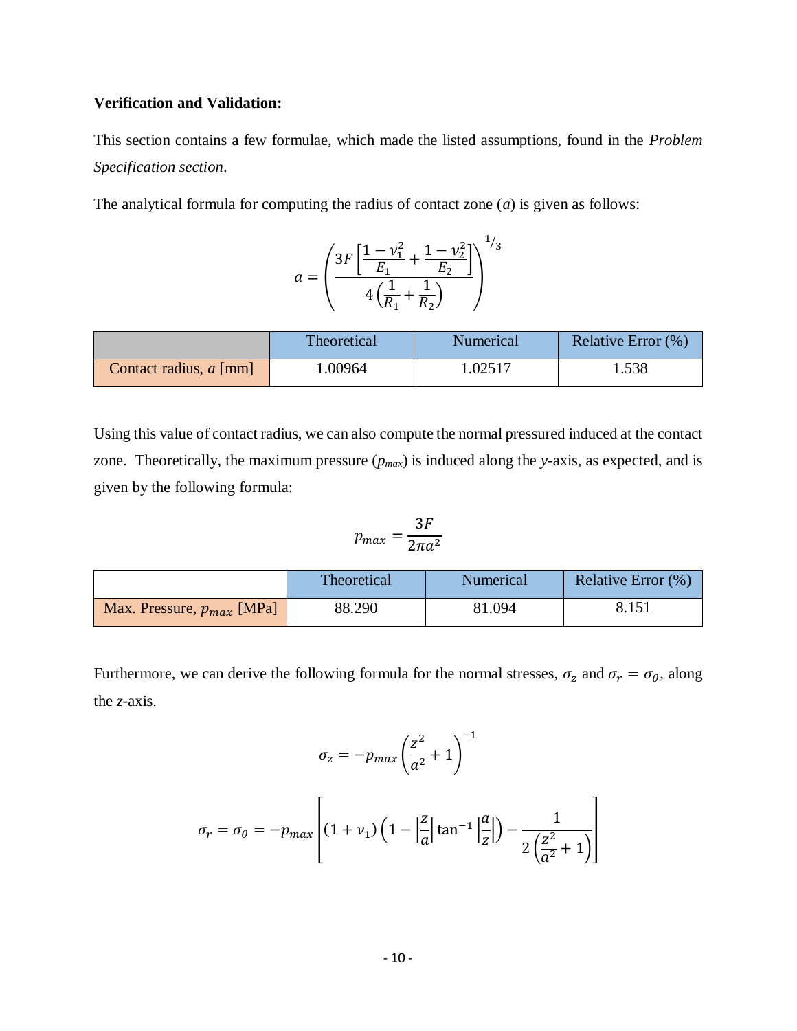**Verification and Validation:**

This section contains a few formulae, which made the listed assumptions, found in the *Problem Specification section*.

The analytical formula for computing the radius of contact zone ($a$) is given as follows:

$$a = \left( \frac{3F\left[\frac{1-\nu_1^2}{E_1} + \frac{1-\nu_2^2}{E_2}\right]}{4\left(\frac{1}{R_1} + \frac{1}{R_2}\right)} \right)^{1/3}$$

| | Theoretical | Numerical | Relative Error (%) |
|---|---|---|---|
| Contact radius, $a$ [mm] | 1.00964 | 1.02517 | 1.538 |

Using this value of contact radius, we can also compute the normal pressured induced at the contact zone. Theoretically, the maximum pressure ($p_{max}$) is induced along the *y*-axis, as expected, and is given by the following formula:

$$p_{max} = \frac{3F}{2\pi a^2}$$

| | Theoretical | Numerical | Relative Error (%) |
|---|---|---|---|
| Max. Pressure, $p_{max}$ [MPa] | 88.290 | 81.094 | 8.151 |

Furthermore, we can derive the following formula for the normal stresses, $\sigma_z$ and $\sigma_r = \sigma_\theta$, along the *z*-axis.

$$\sigma_z = -p_{max}\left(\frac{z^2}{a^2} + 1\right)^{-1}$$

$$\sigma_r = \sigma_\theta = -p_{max}\left[(1+\nu_1)\left(1 - \left|\frac{z}{a}\right| \tan^{-1}\left|\frac{a}{z}\right|\right) - \frac{1}{2\left(\frac{z^2}{a^2} + 1\right)}\right]$$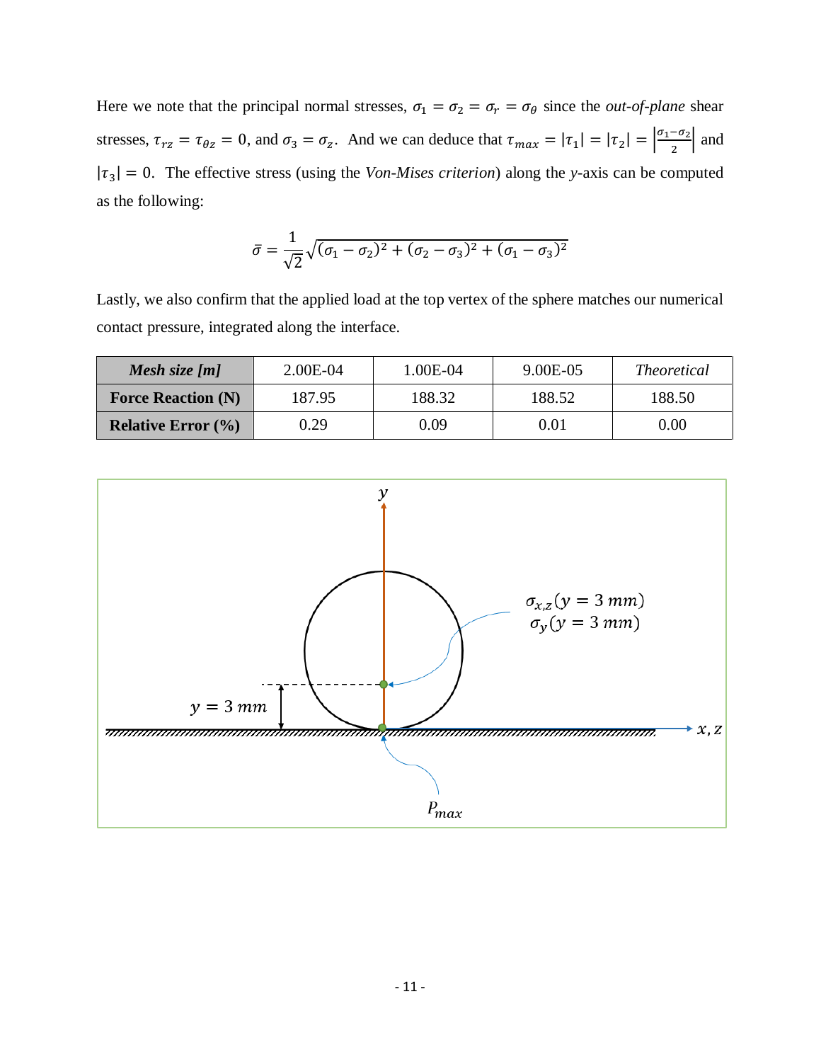Here we note that the principal normal stresses, $\sigma_1 = \sigma_2 = \sigma_r = \sigma_\theta$ since the *out-of-plane* shear stresses, $\tau_{rz} = \tau_{\theta z} = 0$, and $\sigma_3 = \sigma_z$. And we can deduce that $\tau_{max} = |\tau_1| = |\tau_2| = \left|\frac{\sigma_1 - \sigma_2}{2}\right|$ and $|\tau_3| = 0$. The effective stress (using the *Von-Mises criterion*) along the *y*-axis can be computed as the following:

$$\bar{\sigma} = \frac{1}{\sqrt{2}}\sqrt{(\sigma_1 - \sigma_2)^2 + (\sigma_2 - \sigma_3)^2 + (\sigma_1 - \sigma_3)^2}$$

Lastly, we also confirm that the applied load at the top vertex of the sphere matches our numerical contact pressure, integrated along the interface.

| ***Mesh size [m]*** | 2.00E-04 | 1.00E-04 | 9.00E-05 | *Theoretical* |
|---|---|---|---|---|
| **Force Reaction (N)** | 187.95 | 188.32 | 188.52 | 188.50 |
| **Relative Error (%)** | 0.29 | 0.09 | 0.01 | 0.00 |

$y$

$\sigma_{x,z}(y = 3\ mm)$
$\sigma_y(y = 3\ mm)$

$y = 3\ mm$

$x, z$

$P_{max}$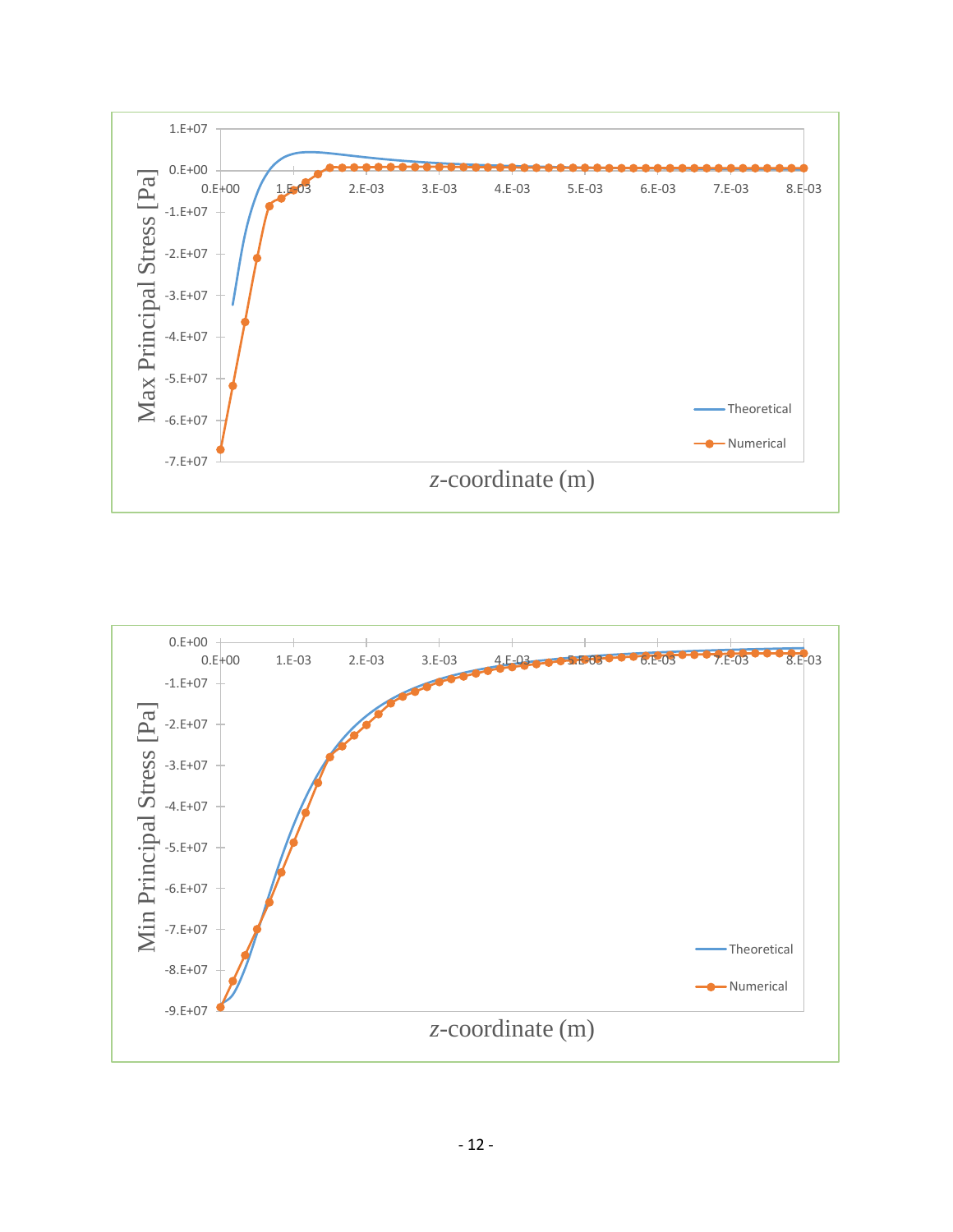Max Principal Stress [Pa]

z-coordinate (m)

Theoretical

Numerical

Min Principal Stress [Pa]

z-coordinate (m)

Theoretical

Numerical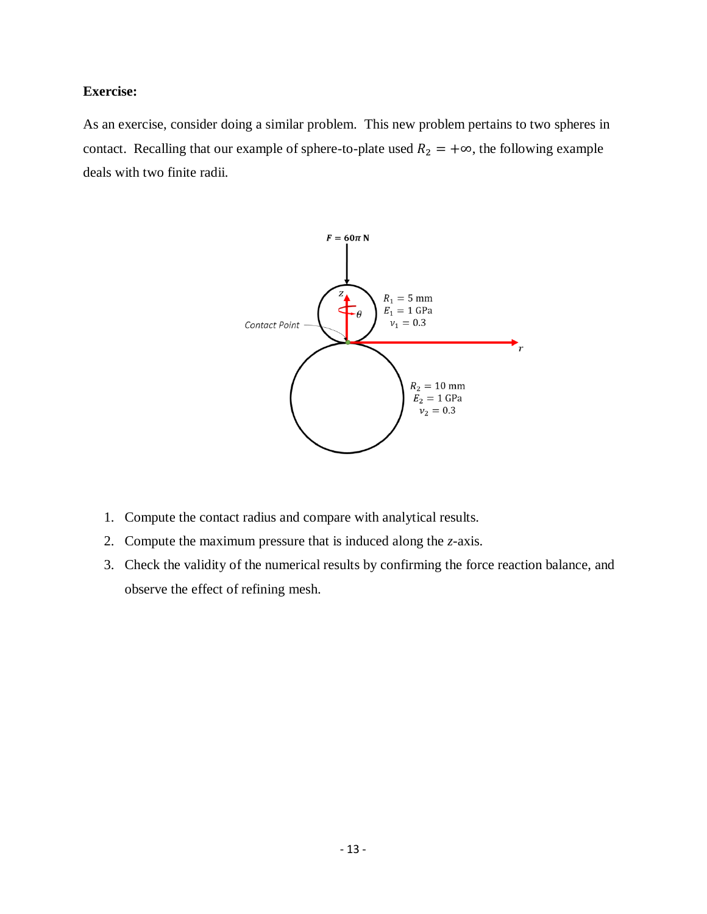**Exercise:**

As an exercise, consider doing a similar problem. This new problem pertains to two spheres in contact. Recalling that our example of sphere-to-plate used $R_2 = +\infty$, the following example deals with two finite radii.

$F = 60\pi$ N

$z$

$\theta$

$R_1 = 5$ mm
$E_1 = 1$ GPa
$\nu_1 = 0.3$

*Contact Point*

$r$

$R_2 = 10$ mm
$E_2 = 1$ GPa
$\nu_2 = 0.3$

1. Compute the contact radius and compare with analytical results.
2. Compute the maximum pressure that is induced along the $z$-axis.
3. Check the validity of the numerical results by confirming the force reaction balance, and observe the effect of refining mesh.